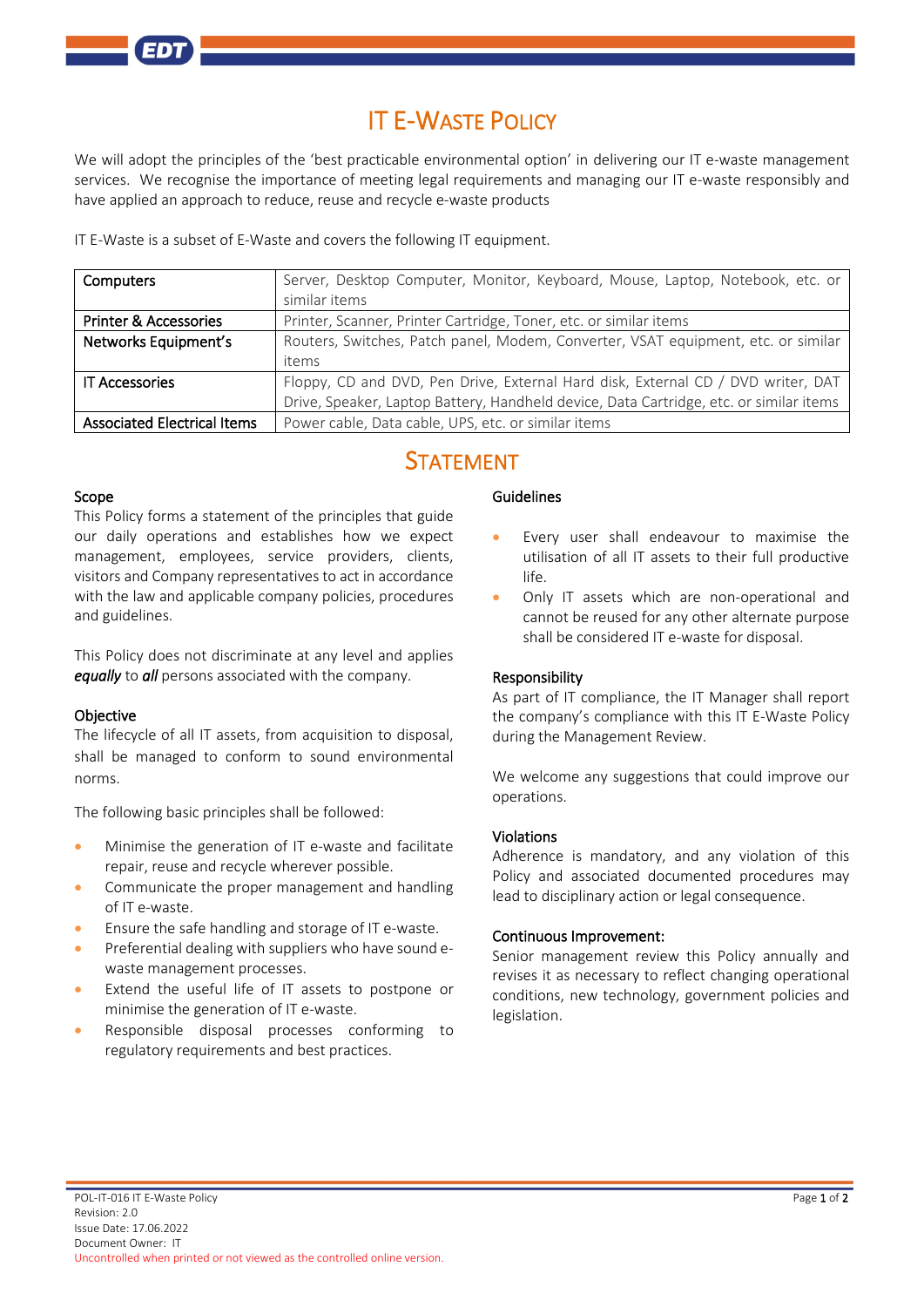# IT E-Waste Policy

We will adopt the principles of the 'best practicable environmental option' in delivering our IT e-waste management services. We recognise the importance of meeting legal requirements and managing our IT e-waste responsibly and have applied an approach to reduce, reuse and recycle e-waste products

IT E-Waste is a subset of E-Waste and covers the following IT equipment.

| | |
|---|---|
| Computers | Server, Desktop Computer, Monitor, Keyboard, Mouse, Laptop, Notebook, etc. or similar items |
| Printer & Accessories | Printer, Scanner, Printer Cartridge, Toner, etc. or similar items |
| Networks Equipment's | Routers, Switches, Patch panel, Modem, Converter, VSAT equipment, etc. or similar items |
| IT Accessories | Floppy, CD and DVD, Pen Drive, External Hard disk, External CD / DVD writer, DAT Drive, Speaker, Laptop Battery, Handheld device, Data Cartridge, etc. or similar items |
| Associated Electrical Items | Power cable, Data cable, UPS, etc. or similar items |

## Statement

### Scope

This Policy forms a statement of the principles that guide our daily operations and establishes how we expect management, employees, service providers, clients, visitors and Company representatives to act in accordance with the law and applicable company policies, procedures and guidelines.

This Policy does not discriminate at any level and applies ***equally*** to ***all*** persons associated with the company.

### Objective

The lifecycle of all IT assets, from acquisition to disposal, shall be managed to conform to sound environmental norms.

The following basic principles shall be followed:

- Minimise the generation of IT e-waste and facilitate repair, reuse and recycle wherever possible.
- Communicate the proper management and handling of IT e-waste.
- Ensure the safe handling and storage of IT e-waste.
- Preferential dealing with suppliers who have sound e-waste management processes.
- Extend the useful life of IT assets to postpone or minimise the generation of IT e-waste.
- Responsible disposal processes conforming to regulatory requirements and best practices.

### Guidelines

- Every user shall endeavour to maximise the utilisation of all IT assets to their full productive life.
- Only IT assets which are non-operational and cannot be reused for any other alternate purpose shall be considered IT e-waste for disposal.

### Responsibility

As part of IT compliance, the IT Manager shall report the company's compliance with this IT E-Waste Policy during the Management Review.

We welcome any suggestions that could improve our operations.

### Violations

Adherence is mandatory, and any violation of this Policy and associated documented procedures may lead to disciplinary action or legal consequence.

### Continuous Improvement:

Senior management review this Policy annually and revises it as necessary to reflect changing operational conditions, new technology, government policies and legislation.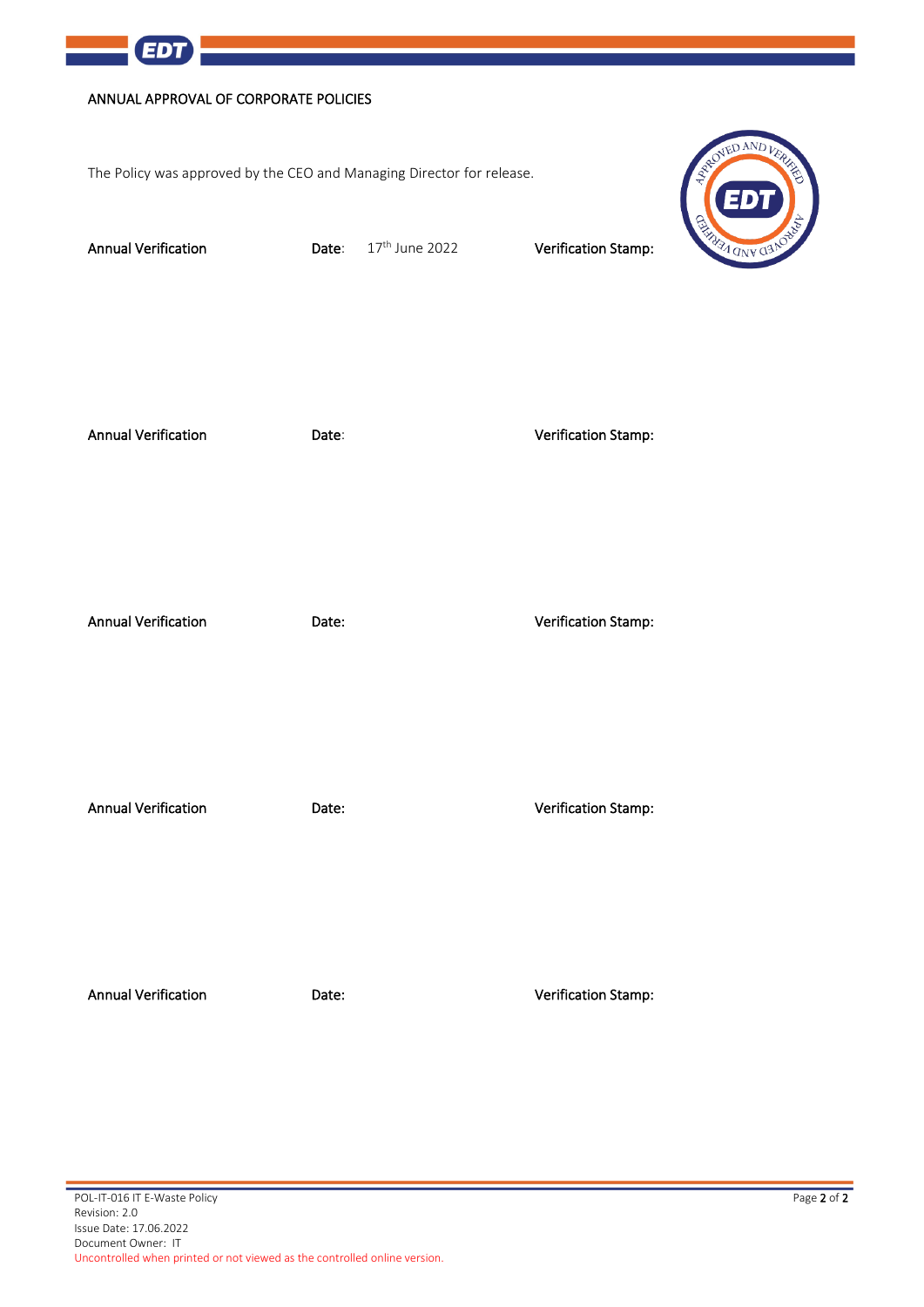ANNUAL APPROVAL OF CORPORATE POLICIES

The Policy was approved by the CEO and Managing Director for release.

**Annual Verification** **Date:** 17th June 2022 **Verification Stamp:**

**Annual Verification** **Date:** **Verification Stamp:**

**Annual Verification** **Date:** **Verification Stamp:**

**Annual Verification** **Date:** **Verification Stamp:**

**Annual Verification** **Date:** **Verification Stamp:**

POL-IT-016 IT E-Waste Policy
Revision: 2.0
Issue Date: 17.06.2022
Document Owner: IT
Uncontrolled when printed or not viewed as the controlled online version.